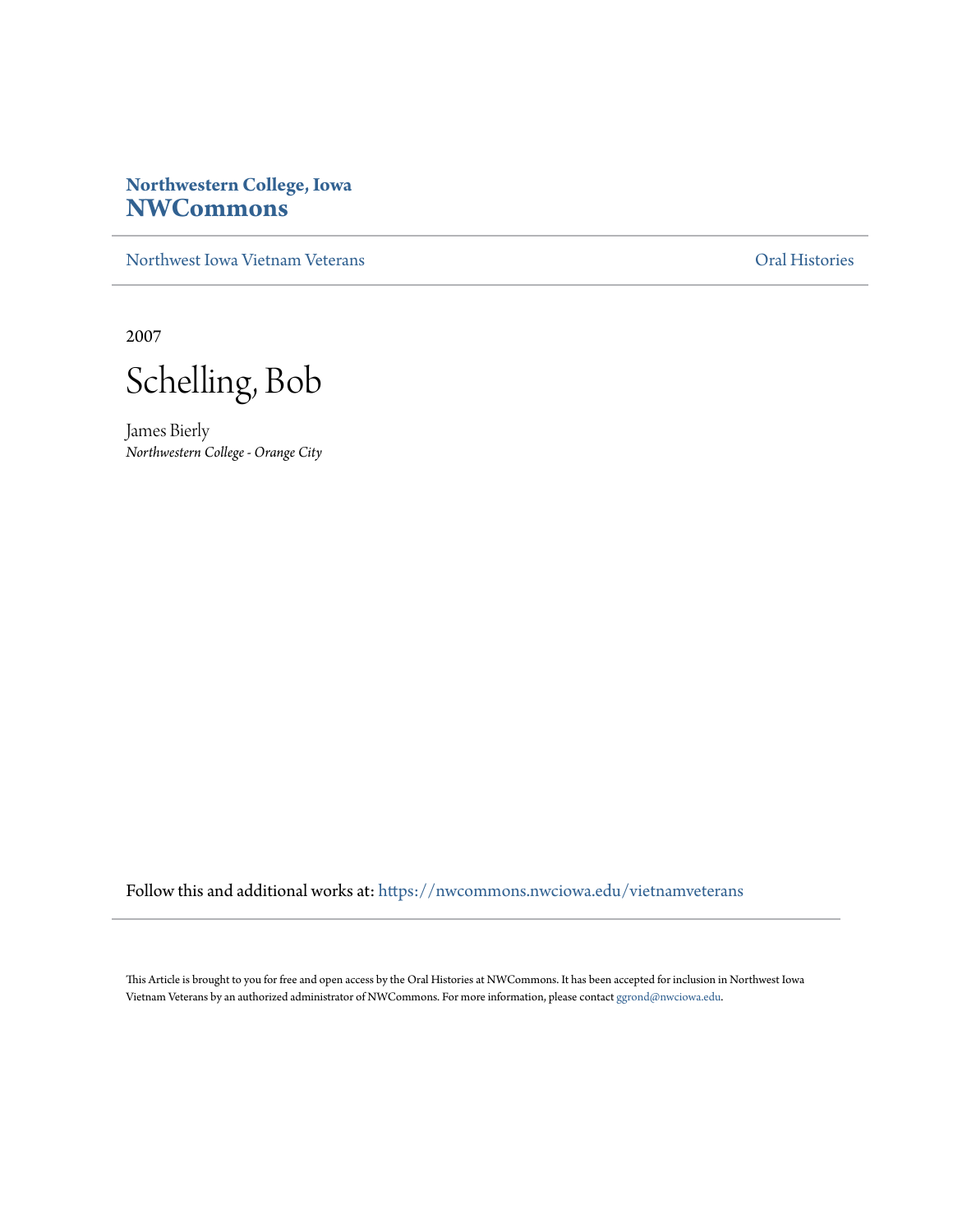**Northwestern College, Iowa**
**NWCommons**

Northwest Iowa Vietnam Veterans — Oral Histories

2007

# Schelling, Bob

James Bierly
*Northwestern College - Orange City*

Follow this and additional works at: https://nwcommons.nwciowa.edu/vietnamveterans

This Article is brought to you for free and open access by the Oral Histories at NWCommons. It has been accepted for inclusion in Northwest Iowa Vietnam Veterans by an authorized administrator of NWCommons. For more information, please contact ggrond@nwciowa.edu.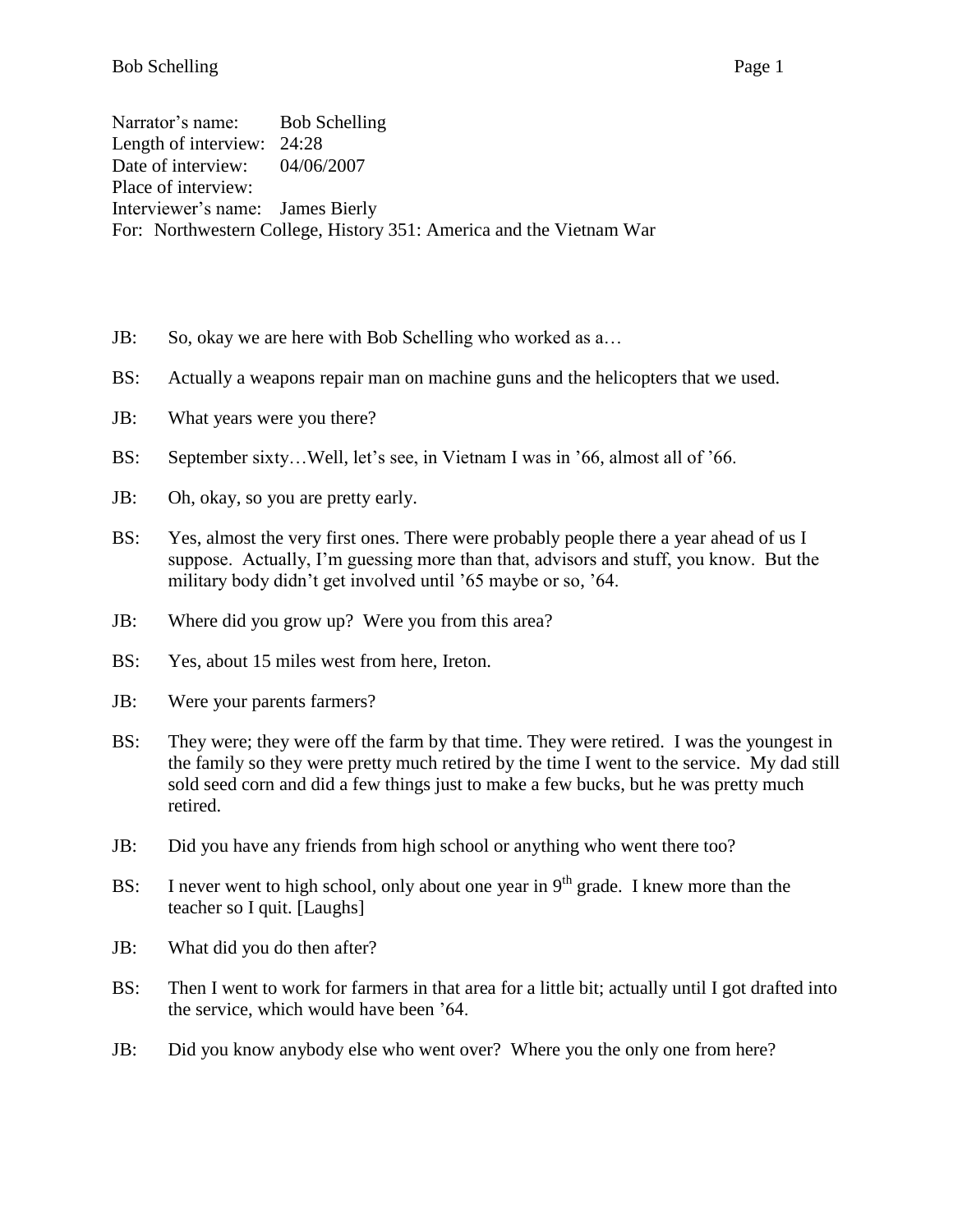Narrator's name: Bob Schelling
Length of interview: 24:28
Date of interview: 04/06/2007
Place of interview:
Interviewer's name: James Bierly
For: Northwestern College, History 351: America and the Vietnam War

JB: So, okay we are here with Bob Schelling who worked as a…

BS: Actually a weapons repair man on machine guns and the helicopters that we used.

JB: What years were you there?

BS: September sixty…Well, let's see, in Vietnam I was in '66, almost all of '66.

JB: Oh, okay, so you are pretty early.

BS: Yes, almost the very first ones. There were probably people there a year ahead of us I suppose. Actually, I'm guessing more than that, advisors and stuff, you know. But the military body didn't get involved until '65 maybe or so, '64.

JB: Where did you grow up? Were you from this area?

BS: Yes, about 15 miles west from here, Ireton.

JB: Were your parents farmers?

BS: They were; they were off the farm by that time. They were retired. I was the youngest in the family so they were pretty much retired by the time I went to the service. My dad still sold seed corn and did a few things just to make a few bucks, but he was pretty much retired.

JB: Did you have any friends from high school or anything who went there too?

BS: I never went to high school, only about one year in 9th grade. I knew more than the teacher so I quit. [Laughs]

JB: What did you do then after?

BS: Then I went to work for farmers in that area for a little bit; actually until I got drafted into the service, which would have been '64.

JB: Did you know anybody else who went over? Where you the only one from here?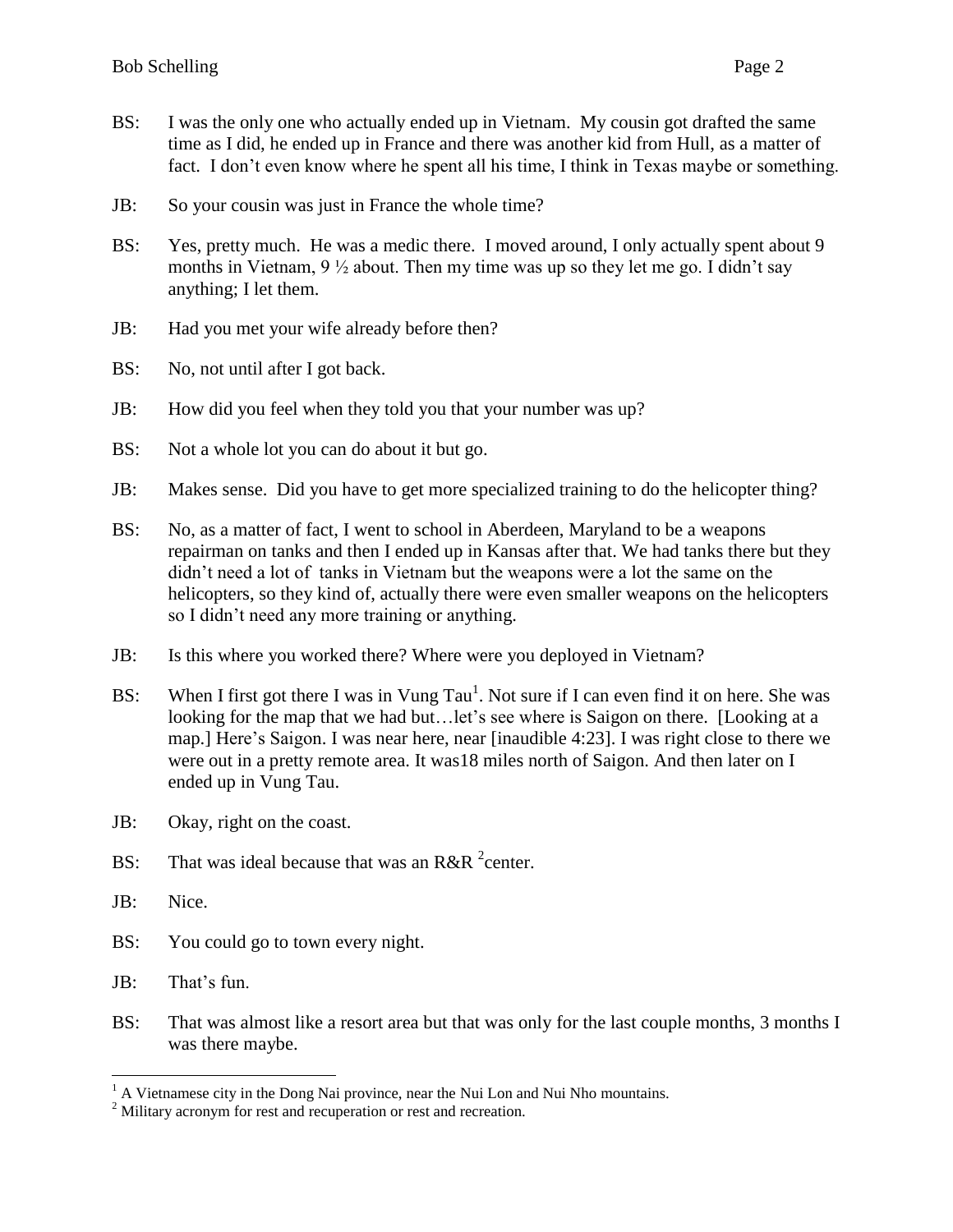BS: I was the only one who actually ended up in Vietnam. My cousin got drafted the same time as I did, he ended up in France and there was another kid from Hull, as a matter of fact. I don't even know where he spent all his time, I think in Texas maybe or something.

JB: So your cousin was just in France the whole time?

BS: Yes, pretty much. He was a medic there. I moved around, I only actually spent about 9 months in Vietnam, 9 ½ about. Then my time was up so they let me go. I didn't say anything; I let them.

JB: Had you met your wife already before then?

BS: No, not until after I got back.

JB: How did you feel when they told you that your number was up?

BS: Not a whole lot you can do about it but go.

JB: Makes sense. Did you have to get more specialized training to do the helicopter thing?

BS: No, as a matter of fact, I went to school in Aberdeen, Maryland to be a weapons repairman on tanks and then I ended up in Kansas after that. We had tanks there but they didn't need a lot of tanks in Vietnam but the weapons were a lot the same on the helicopters, so they kind of, actually there were even smaller weapons on the helicopters so I didn't need any more training or anything.

JB: Is this where you worked there? Where were you deployed in Vietnam?

BS: When I first got there I was in Vung Tau[1]. Not sure if I can even find it on here. She was looking for the map that we had but…let's see where is Saigon on there. [Looking at a map.] Here's Saigon. I was near here, near [inaudible 4:23]. I was right close to there we were out in a pretty remote area. It was18 miles north of Saigon. And then later on I ended up in Vung Tau.

JB: Okay, right on the coast.

BS: That was ideal because that was an R&R [2]center.

JB: Nice.

BS: You could go to town every night.

JB: That's fun.

BS: That was almost like a resort area but that was only for the last couple months, 3 months I was there maybe.

---

[1] A Vietnamese city in the Dong Nai province, near the Nui Lon and Nui Nho mountains.

[2] Military acronym for rest and recuperation or rest and recreation.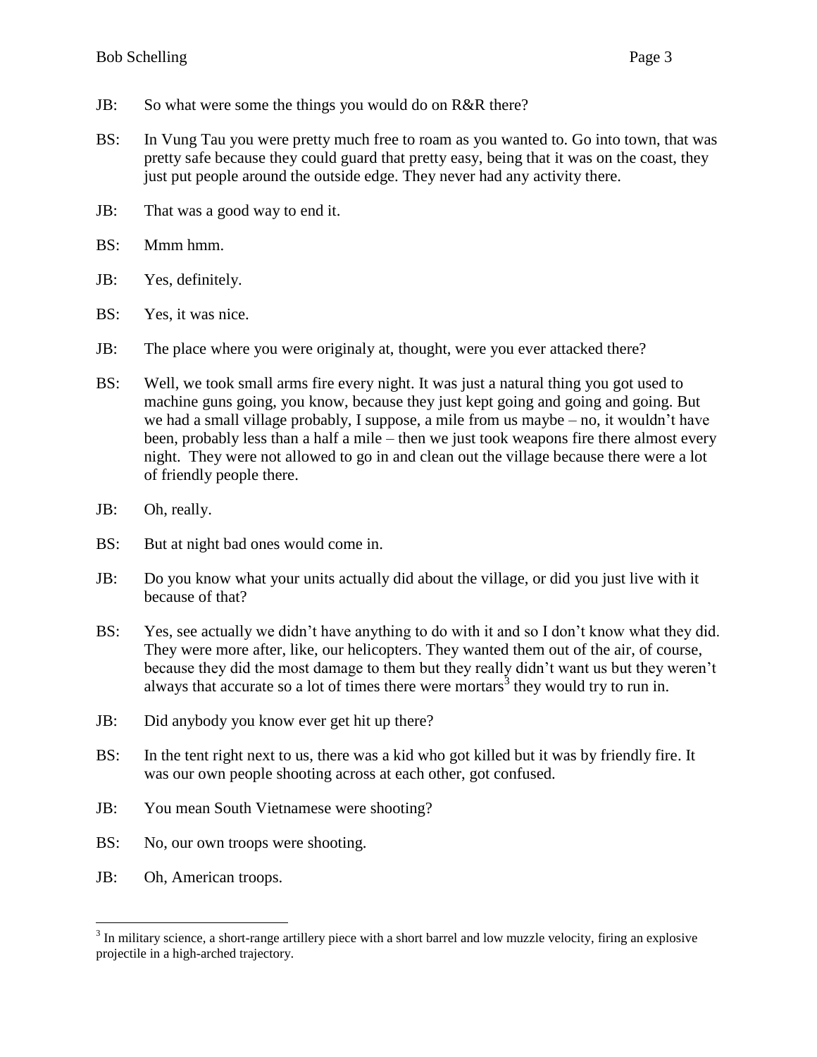JB: So what were some the things you would do on R&R there?

BS: In Vung Tau you were pretty much free to roam as you wanted to. Go into town, that was pretty safe because they could guard that pretty easy, being that it was on the coast, they just put people around the outside edge. They never had any activity there.

JB: That was a good way to end it.

BS: Mmm hmm.

JB: Yes, definitely.

BS: Yes, it was nice.

JB: The place where you were originaly at, thought, were you ever attacked there?

BS: Well, we took small arms fire every night. It was just a natural thing you got used to machine guns going, you know, because they just kept going and going and going. But we had a small village probably, I suppose, a mile from us maybe – no, it wouldn't have been, probably less than a half a mile – then we just took weapons fire there almost every night. They were not allowed to go in and clean out the village because there were a lot of friendly people there.

JB: Oh, really.

BS: But at night bad ones would come in.

JB: Do you know what your units actually did about the village, or did you just live with it because of that?

BS: Yes, see actually we didn't have anything to do with it and so I don't know what they did. They were more after, like, our helicopters. They wanted them out of the air, of course, because they did the most damage to them but they really didn't want us but they weren't always that accurate so a lot of times there were mortars[3] they would try to run in.

JB: Did anybody you know ever get hit up there?

BS: In the tent right next to us, there was a kid who got killed but it was by friendly fire. It was our own people shooting across at each other, got confused.

JB: You mean South Vietnamese were shooting?

BS: No, our own troops were shooting.

JB: Oh, American troops.

---

[3] In military science, a short-range artillery piece with a short barrel and low muzzle velocity, firing an explosive projectile in a high-arched trajectory.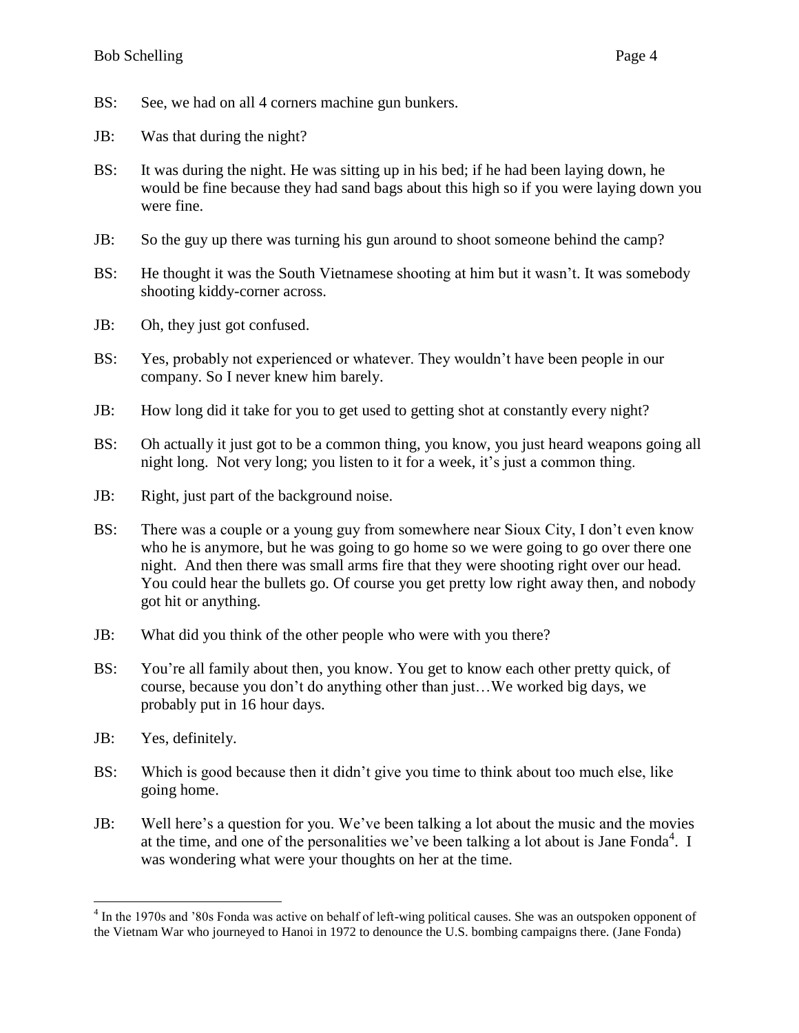BS: See, we had on all 4 corners machine gun bunkers.

JB: Was that during the night?

BS: It was during the night. He was sitting up in his bed; if he had been laying down, he would be fine because they had sand bags about this high so if you were laying down you were fine.

JB: So the guy up there was turning his gun around to shoot someone behind the camp?

BS: He thought it was the South Vietnamese shooting at him but it wasn't. It was somebody shooting kiddy-corner across.

JB: Oh, they just got confused.

BS: Yes, probably not experienced or whatever. They wouldn't have been people in our company. So I never knew him barely.

JB: How long did it take for you to get used to getting shot at constantly every night?

BS: Oh actually it just got to be a common thing, you know, you just heard weapons going all night long. Not very long; you listen to it for a week, it's just a common thing.

JB: Right, just part of the background noise.

BS: There was a couple or a young guy from somewhere near Sioux City, I don't even know who he is anymore, but he was going to go home so we were going to go over there one night. And then there was small arms fire that they were shooting right over our head. You could hear the bullets go. Of course you get pretty low right away then, and nobody got hit or anything.

JB: What did you think of the other people who were with you there?

BS: You're all family about then, you know. You get to know each other pretty quick, of course, because you don't do anything other than just…We worked big days, we probably put in 16 hour days.

JB: Yes, definitely.

BS: Which is good because then it didn't give you time to think about too much else, like going home.

JB: Well here's a question for you. We've been talking a lot about the music and the movies at the time, and one of the personalities we've been talking a lot about is Jane Fonda[4]. I was wondering what were your thoughts on her at the time.

---

[4] In the 1970s and '80s Fonda was active on behalf of left-wing political causes. She was an outspoken opponent of the Vietnam War who journeyed to Hanoi in 1972 to denounce the U.S. bombing campaigns there. (Jane Fonda)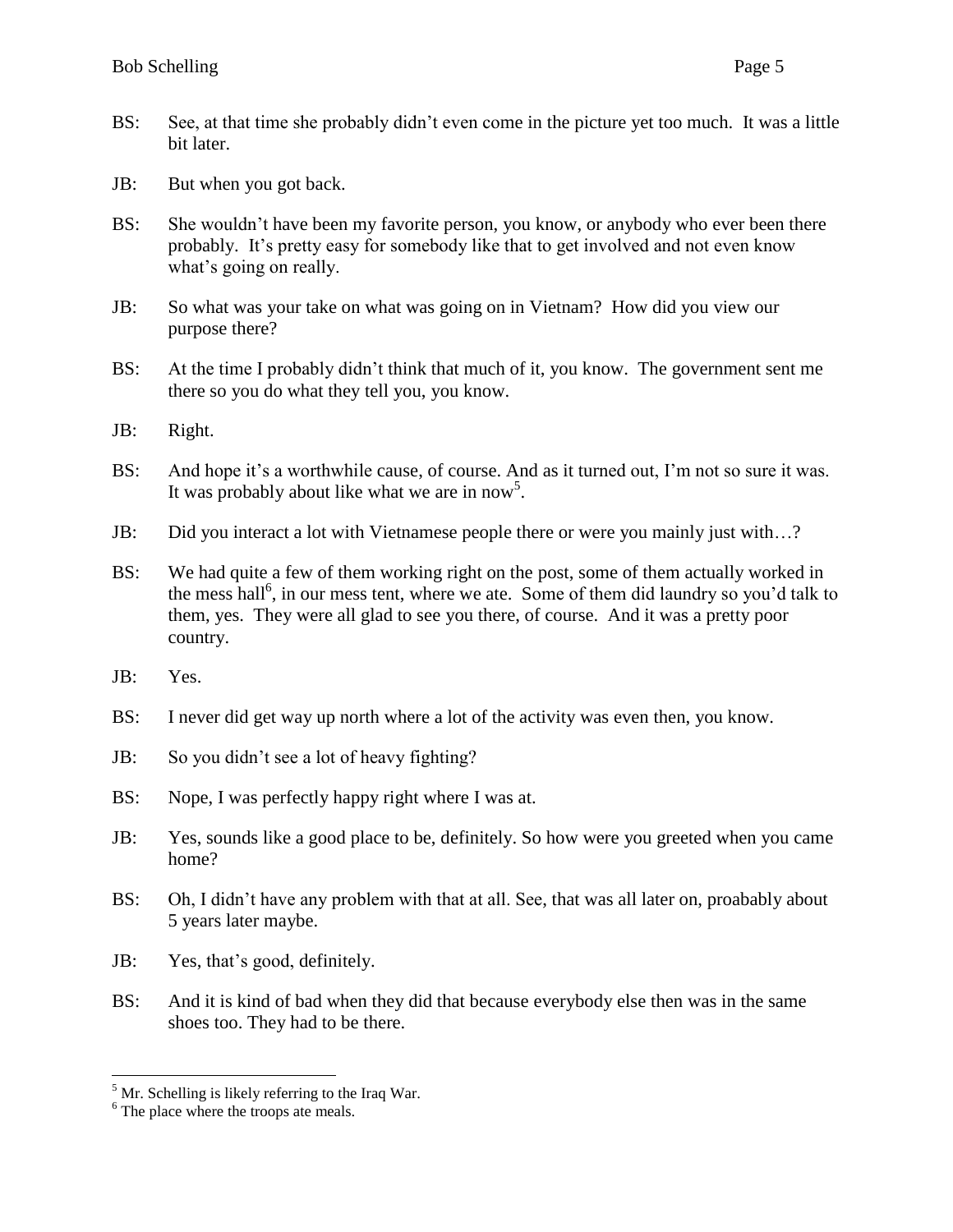BS: See, at that time she probably didn't even come in the picture yet too much. It was a little bit later.

JB: But when you got back.

BS: She wouldn't have been my favorite person, you know, or anybody who ever been there probably. It's pretty easy for somebody like that to get involved and not even know what's going on really.

JB: So what was your take on what was going on in Vietnam? How did you view our purpose there?

BS: At the time I probably didn't think that much of it, you know. The government sent me there so you do what they tell you, you know.

JB: Right.

BS: And hope it's a worthwhile cause, of course. And as it turned out, I'm not so sure it was. It was probably about like what we are in now[5].

JB: Did you interact a lot with Vietnamese people there or were you mainly just with…?

BS: We had quite a few of them working right on the post, some of them actually worked in the mess hall[6], in our mess tent, where we ate. Some of them did laundry so you'd talk to them, yes. They were all glad to see you there, of course. And it was a pretty poor country.

JB: Yes.

BS: I never did get way up north where a lot of the activity was even then, you know.

JB: So you didn't see a lot of heavy fighting?

BS: Nope, I was perfectly happy right where I was at.

JB: Yes, sounds like a good place to be, definitely. So how were you greeted when you came home?

BS: Oh, I didn't have any problem with that at all. See, that was all later on, proabably about 5 years later maybe.

JB: Yes, that's good, definitely.

BS: And it is kind of bad when they did that because everybody else then was in the same shoes too. They had to be there.

---

[5] Mr. Schelling is likely referring to the Iraq War.

[6] The place where the troops ate meals.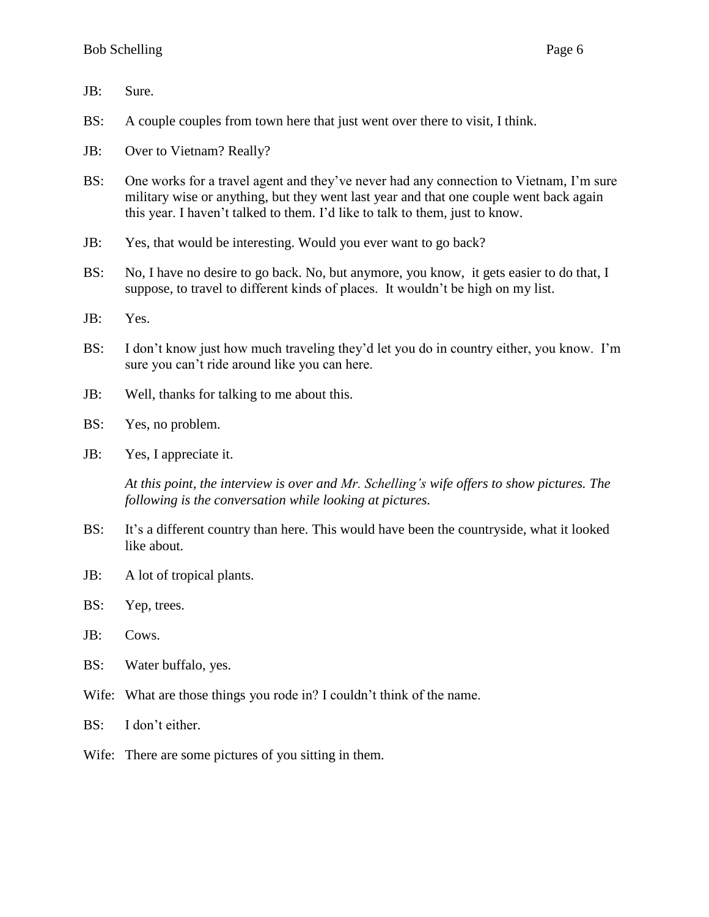JB: Sure.

BS: A couple couples from town here that just went over there to visit, I think.

JB: Over to Vietnam? Really?

BS: One works for a travel agent and they've never had any connection to Vietnam, I'm sure military wise or anything, but they went last year and that one couple went back again this year. I haven't talked to them. I'd like to talk to them, just to know.

JB: Yes, that would be interesting. Would you ever want to go back?

BS: No, I have no desire to go back. No, but anymore, you know, it gets easier to do that, I suppose, to travel to different kinds of places. It wouldn't be high on my list.

JB: Yes.

BS: I don't know just how much traveling they'd let you do in country either, you know. I'm sure you can't ride around like you can here.

JB: Well, thanks for talking to me about this.

BS: Yes, no problem.

JB: Yes, I appreciate it.

*At this point, the interview is over and Mr. Schelling's wife offers to show pictures. The following is the conversation while looking at pictures.*

BS: It's a different country than here. This would have been the countryside, what it looked like about.

JB: A lot of tropical plants.

BS: Yep, trees.

JB: Cows.

BS: Water buffalo, yes.

Wife: What are those things you rode in? I couldn't think of the name.

BS: I don't either.

Wife: There are some pictures of you sitting in them.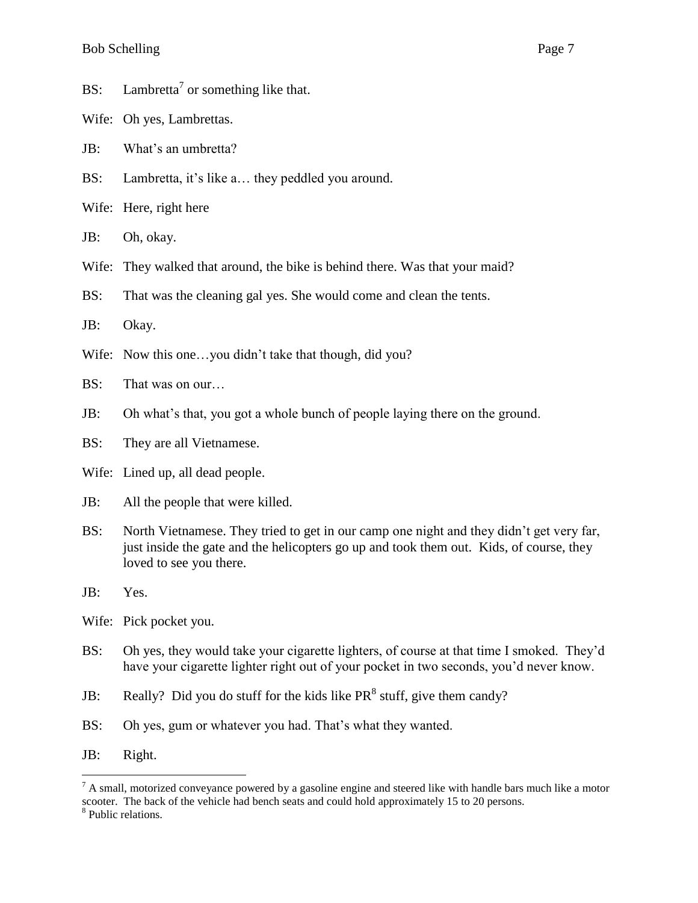BS: Lambretta[7] or something like that.

Wife: Oh yes, Lambrettas.

JB: What's an umbretta?

BS: Lambretta, it's like a… they peddled you around.

Wife: Here, right here

JB: Oh, okay.

Wife: They walked that around, the bike is behind there. Was that your maid?

BS: That was the cleaning gal yes. She would come and clean the tents.

JB: Okay.

Wife: Now this one…you didn't take that though, did you?

BS: That was on our…

JB: Oh what's that, you got a whole bunch of people laying there on the ground.

BS: They are all Vietnamese.

Wife: Lined up, all dead people.

JB: All the people that were killed.

BS: North Vietnamese. They tried to get in our camp one night and they didn't get very far, just inside the gate and the helicopters go up and took them out. Kids, of course, they loved to see you there.

JB: Yes.

Wife: Pick pocket you.

BS: Oh yes, they would take your cigarette lighters, of course at that time I smoked. They'd have your cigarette lighter right out of your pocket in two seconds, you'd never know.

JB: Really? Did you do stuff for the kids like PR[8] stuff, give them candy?

BS: Oh yes, gum or whatever you had. That's what they wanted.

JB: Right.

---

[7] A small, motorized conveyance powered by a gasoline engine and steered like with handle bars much like a motor scooter. The back of the vehicle had bench seats and could hold approximately 15 to 20 persons.

[8] Public relations.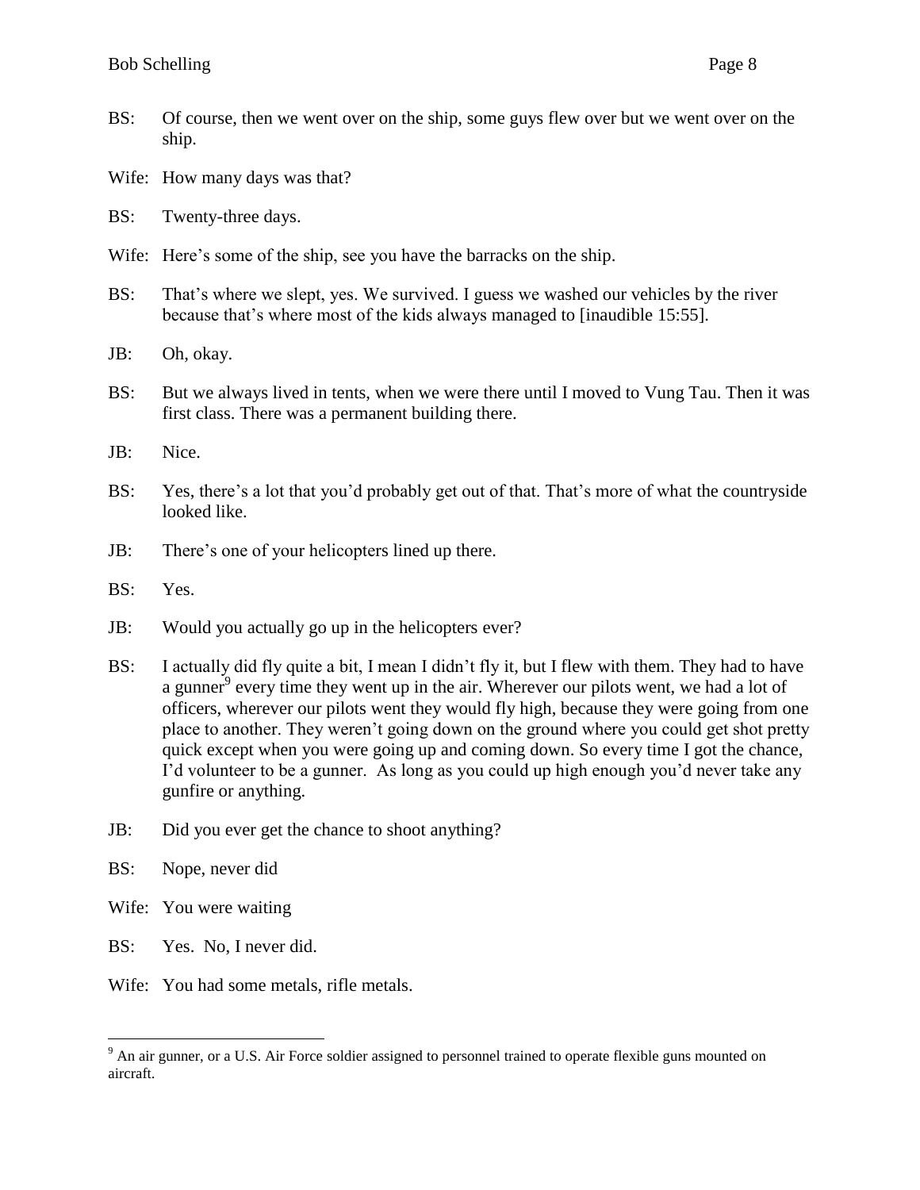BS: Of course, then we went over on the ship, some guys flew over but we went over on the ship.

Wife: How many days was that?

BS: Twenty-three days.

Wife: Here's some of the ship, see you have the barracks on the ship.

BS: That's where we slept, yes. We survived. I guess we washed our vehicles by the river because that's where most of the kids always managed to [inaudible 15:55].

JB: Oh, okay.

BS: But we always lived in tents, when we were there until I moved to Vung Tau. Then it was first class. There was a permanent building there.

JB: Nice.

BS: Yes, there's a lot that you'd probably get out of that. That's more of what the countryside looked like.

JB: There's one of your helicopters lined up there.

BS: Yes.

JB: Would you actually go up in the helicopters ever?

BS: I actually did fly quite a bit, I mean I didn't fly it, but I flew with them. They had to have a gunner[9] every time they went up in the air. Wherever our pilots went, we had a lot of officers, wherever our pilots went they would fly high, because they were going from one place to another. They weren't going down on the ground where you could get shot pretty quick except when you were going up and coming down. So every time I got the chance, I'd volunteer to be a gunner. As long as you could up high enough you'd never take any gunfire or anything.

JB: Did you ever get the chance to shoot anything?

BS: Nope, never did

Wife: You were waiting

BS: Yes. No, I never did.

Wife: You had some metals, rifle metals.

---

[9] An air gunner, or a U.S. Air Force soldier assigned to personnel trained to operate flexible guns mounted on aircraft.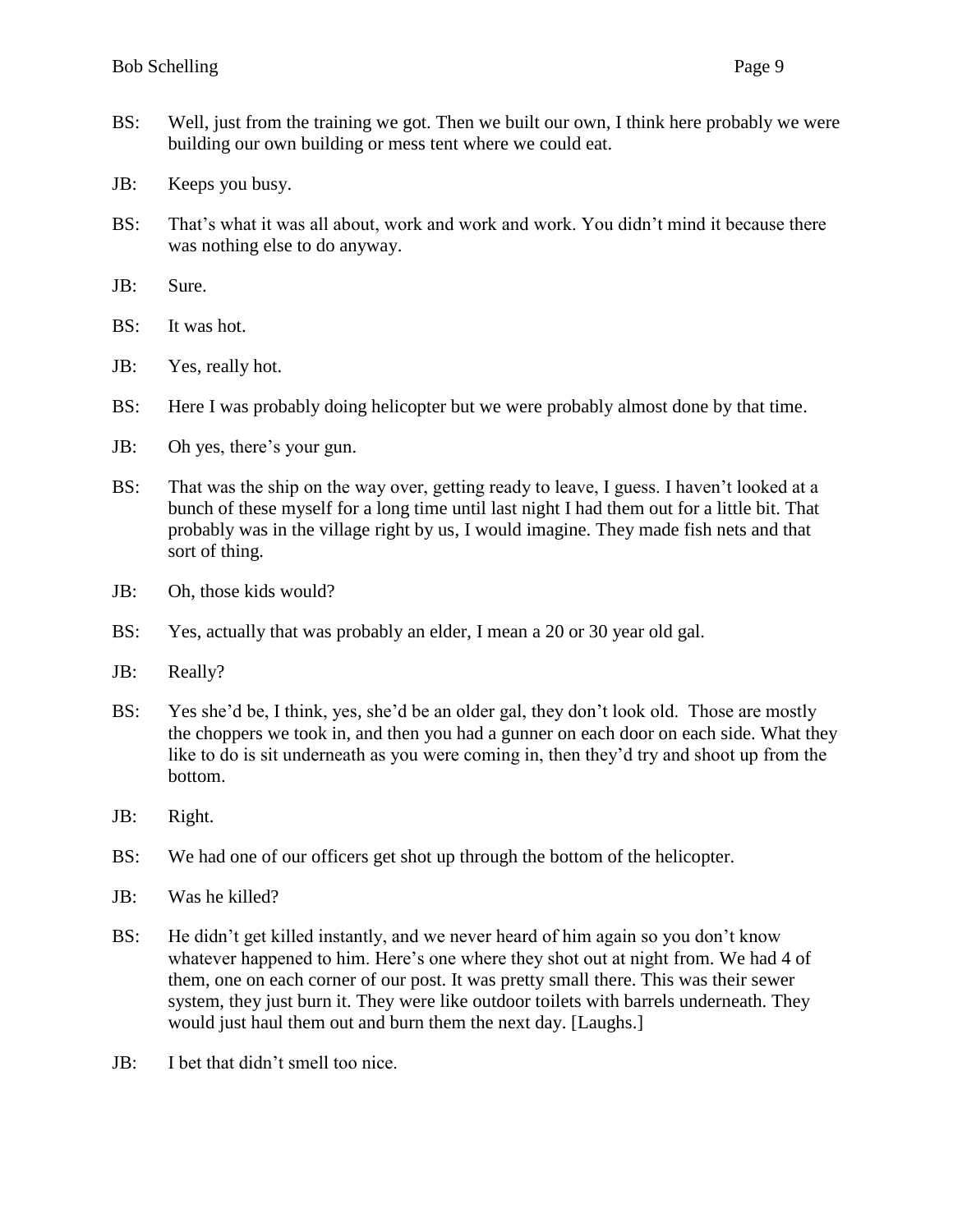BS: Well, just from the training we got. Then we built our own, I think here probably we were building our own building or mess tent where we could eat.

JB: Keeps you busy.

BS: That's what it was all about, work and work and work. You didn't mind it because there was nothing else to do anyway.

JB: Sure.

BS: It was hot.

JB: Yes, really hot.

BS: Here I was probably doing helicopter but we were probably almost done by that time.

JB: Oh yes, there's your gun.

BS: That was the ship on the way over, getting ready to leave, I guess. I haven't looked at a bunch of these myself for a long time until last night I had them out for a little bit. That probably was in the village right by us, I would imagine. They made fish nets and that sort of thing.

JB: Oh, those kids would?

BS: Yes, actually that was probably an elder, I mean a 20 or 30 year old gal.

JB: Really?

BS: Yes she'd be, I think, yes, she'd be an older gal, they don't look old. Those are mostly the choppers we took in, and then you had a gunner on each door on each side. What they like to do is sit underneath as you were coming in, then they'd try and shoot up from the bottom.

JB: Right.

BS: We had one of our officers get shot up through the bottom of the helicopter.

JB: Was he killed?

BS: He didn't get killed instantly, and we never heard of him again so you don't know whatever happened to him. Here's one where they shot out at night from. We had 4 of them, one on each corner of our post. It was pretty small there. This was their sewer system, they just burn it. They were like outdoor toilets with barrels underneath. They would just haul them out and burn them the next day. [Laughs.]

JB: I bet that didn't smell too nice.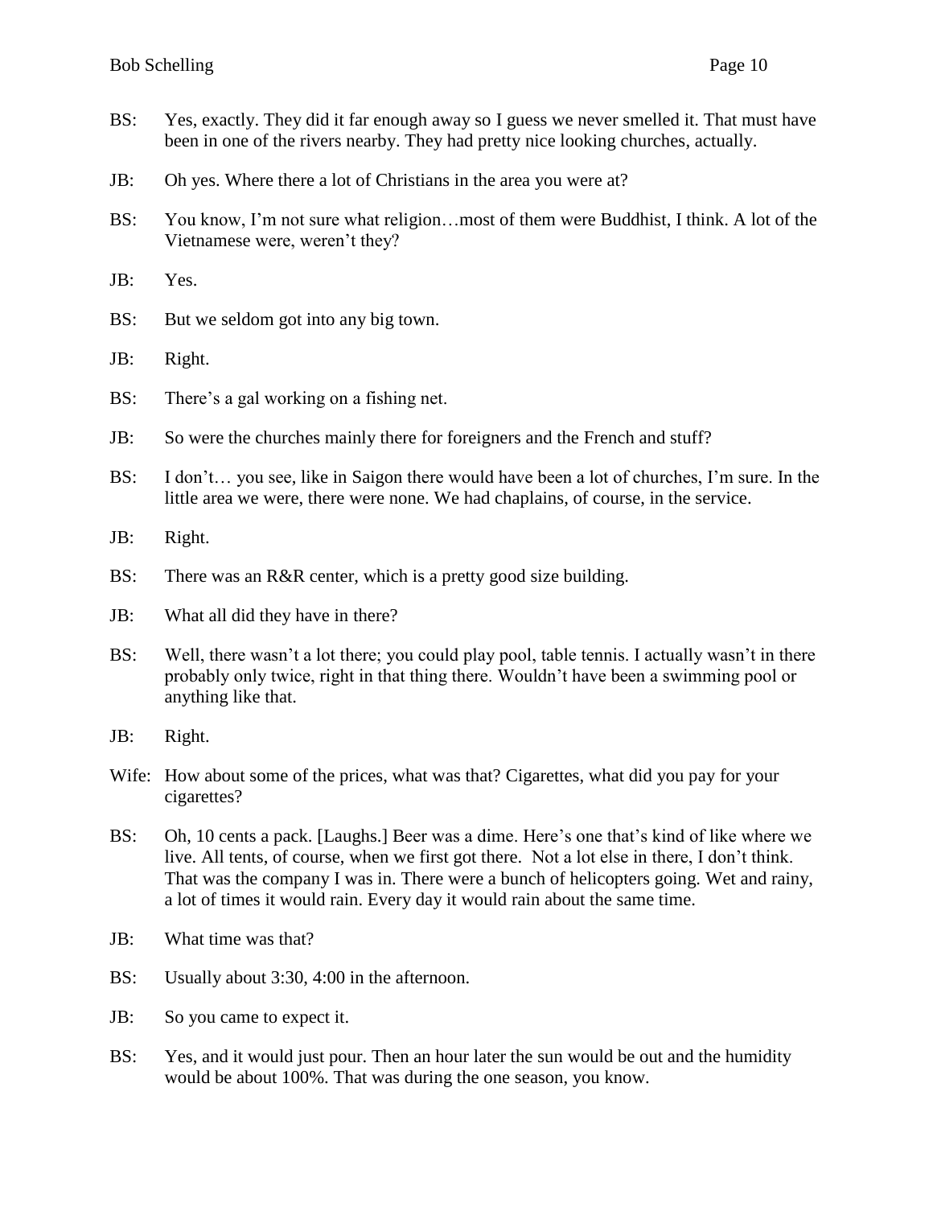BS: Yes, exactly. They did it far enough away so I guess we never smelled it. That must have been in one of the rivers nearby. They had pretty nice looking churches, actually.

JB: Oh yes. Where there a lot of Christians in the area you were at?

BS: You know, I'm not sure what religion…most of them were Buddhist, I think. A lot of the Vietnamese were, weren't they?

JB: Yes.

BS: But we seldom got into any big town.

JB: Right.

BS: There's a gal working on a fishing net.

JB: So were the churches mainly there for foreigners and the French and stuff?

BS: I don't… you see, like in Saigon there would have been a lot of churches, I'm sure. In the little area we were, there were none. We had chaplains, of course, in the service.

JB: Right.

BS: There was an R&R center, which is a pretty good size building.

JB: What all did they have in there?

BS: Well, there wasn't a lot there; you could play pool, table tennis. I actually wasn't in there probably only twice, right in that thing there. Wouldn't have been a swimming pool or anything like that.

JB: Right.

Wife: How about some of the prices, what was that? Cigarettes, what did you pay for your cigarettes?

BS: Oh, 10 cents a pack. [Laughs.] Beer was a dime. Here's one that's kind of like where we live. All tents, of course, when we first got there. Not a lot else in there, I don't think. That was the company I was in. There were a bunch of helicopters going. Wet and rainy, a lot of times it would rain. Every day it would rain about the same time.

JB: What time was that?

BS: Usually about 3:30, 4:00 in the afternoon.

JB: So you came to expect it.

BS: Yes, and it would just pour. Then an hour later the sun would be out and the humidity would be about 100%. That was during the one season, you know.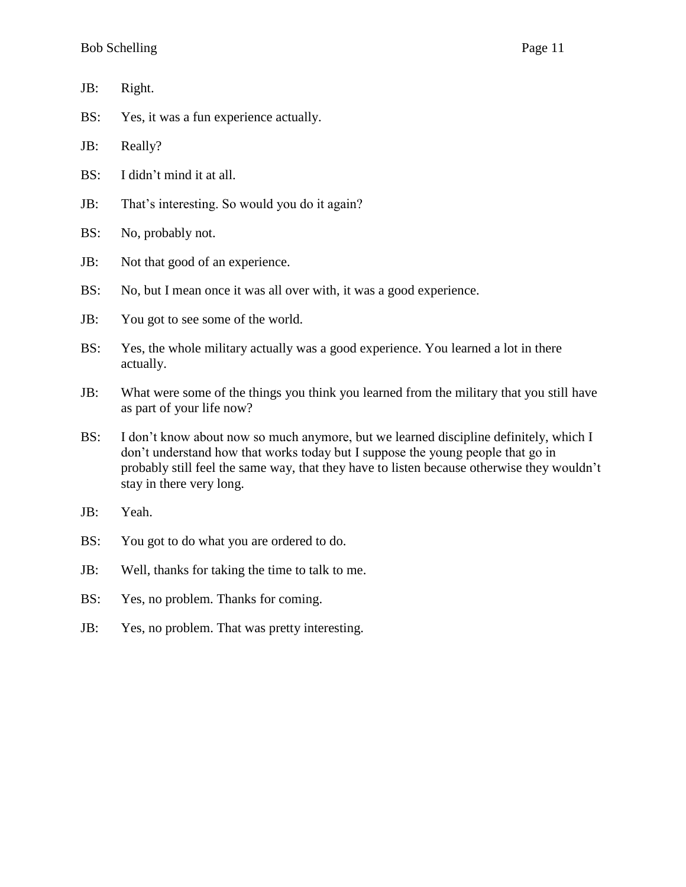JB: Right.

BS: Yes, it was a fun experience actually.

JB: Really?

BS: I didn't mind it at all.

JB: That's interesting. So would you do it again?

BS: No, probably not.

JB: Not that good of an experience.

BS: No, but I mean once it was all over with, it was a good experience.

JB: You got to see some of the world.

BS: Yes, the whole military actually was a good experience. You learned a lot in there actually.

JB: What were some of the things you think you learned from the military that you still have as part of your life now?

BS: I don't know about now so much anymore, but we learned discipline definitely, which I don't understand how that works today but I suppose the young people that go in probably still feel the same way, that they have to listen because otherwise they wouldn't stay in there very long.

JB: Yeah.

BS: You got to do what you are ordered to do.

JB: Well, thanks for taking the time to talk to me.

BS: Yes, no problem. Thanks for coming.

JB: Yes, no problem. That was pretty interesting.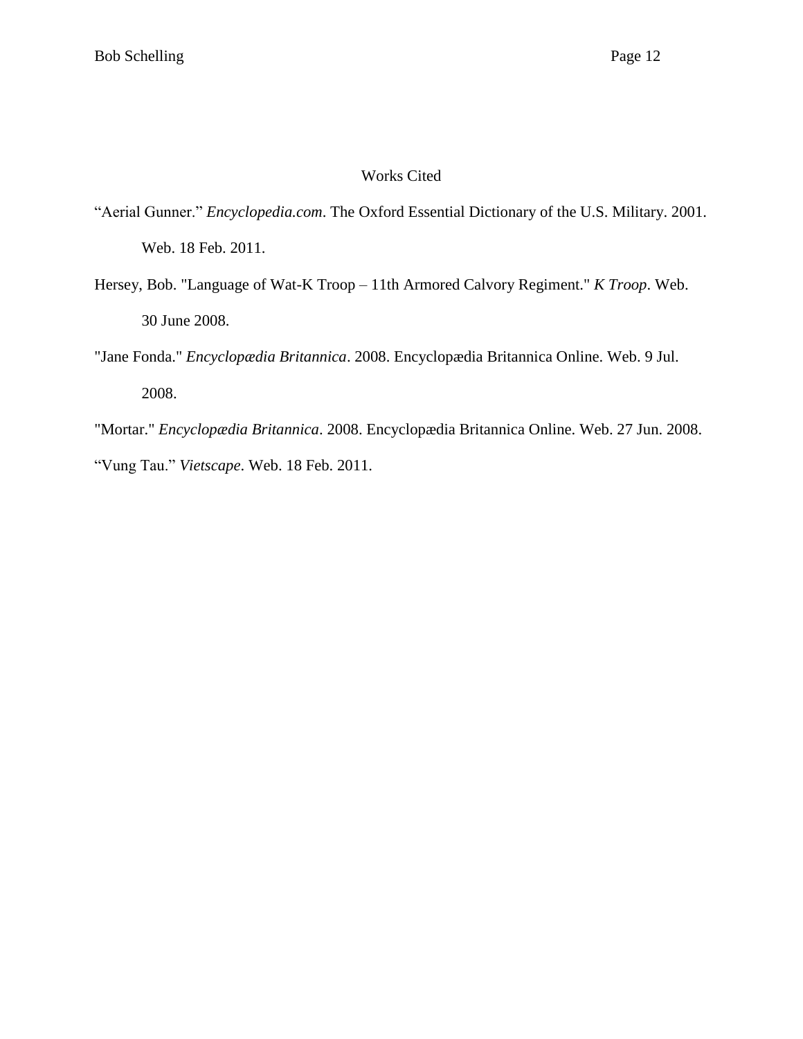# Works Cited

"Aerial Gunner." *Encyclopedia.com*. The Oxford Essential Dictionary of the U.S. Military. 2001. Web. 18 Feb. 2011.

Hersey, Bob. "Language of Wat-K Troop – 11th Armored Calvory Regiment." *K Troop*. Web. 30 June 2008.

"Jane Fonda." *Encyclopædia Britannica*. 2008. Encyclopædia Britannica Online. Web. 9 Jul. 2008.

"Mortar." *Encyclopædia Britannica*. 2008. Encyclopædia Britannica Online. Web. 27 Jun. 2008.

"Vung Tau." *Vietscape*. Web. 18 Feb. 2011.